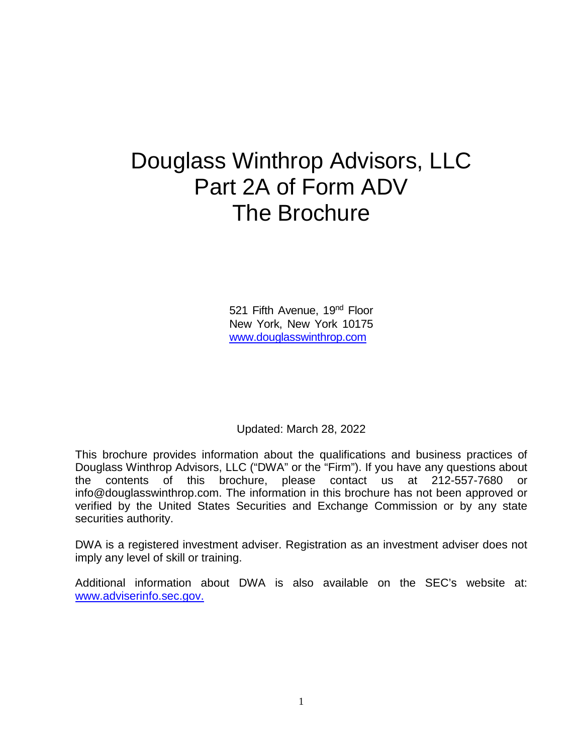# Douglass Winthrop Advisors, LLC
# Part 2A of Form ADV
# The Brochure

521 Fifth Avenue, 19nd Floor
New York, New York 10175
www.douglasswinthrop.com

Updated: March 28, 2022

This brochure provides information about the qualifications and business practices of Douglass Winthrop Advisors, LLC ("DWA" or the "Firm"). If you have any questions about the contents of this brochure, please contact us at 212-557-7680 or info@douglasswinthrop.com. The information in this brochure has not been approved or verified by the United States Securities and Exchange Commission or by any state securities authority.

DWA is a registered investment adviser. Registration as an investment adviser does not imply any level of skill or training.

Additional information about DWA is also available on the SEC's website at: www.adviserinfo.sec.gov.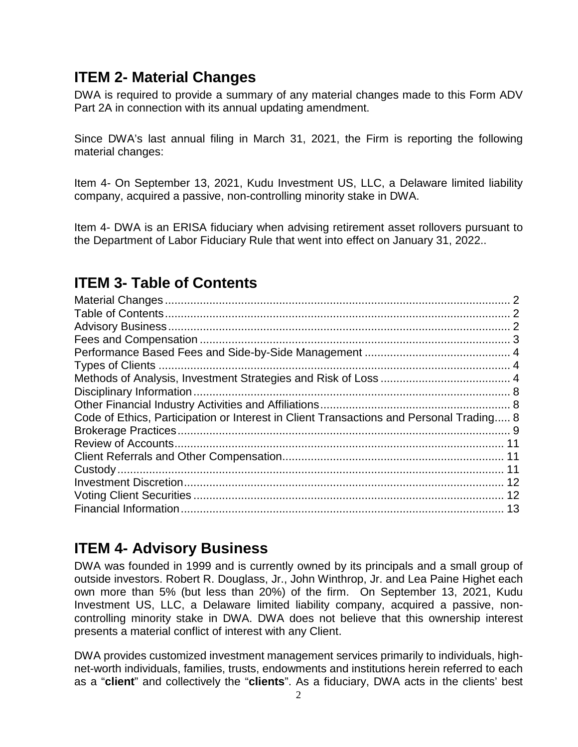## ITEM 2- Material Changes

DWA is required to provide a summary of any material changes made to this Form ADV Part 2A in connection with its annual updating amendment.

Since DWA's last annual filing in March 31, 2021, the Firm is reporting the following material changes:

Item 4- On September 13, 2021, Kudu Investment US, LLC, a Delaware limited liability company, acquired a passive, non-controlling minority stake in DWA.

Item 4- DWA is an ERISA fiduciary when advising retirement asset rollovers pursuant to the Department of Labor Fiduciary Rule that went into effect on January 31, 2022..

## ITEM 3- Table of Contents

| | |
|---|---|
| Material Changes | 2 |
| Table of Contents | 2 |
| Advisory Business | 2 |
| Fees and Compensation | 3 |
| Performance Based Fees and Side-by-Side Management | 4 |
| Types of Clients | 4 |
| Methods of Analysis, Investment Strategies and Risk of Loss | 4 |
| Disciplinary Information | 8 |
| Other Financial Industry Activities and Affiliations | 8 |
| Code of Ethics, Participation or Interest in Client Transactions and Personal Trading | 8 |
| Brokerage Practices | 9 |
| Review of Accounts | 11 |
| Client Referrals and Other Compensation | 11 |
| Custody | 11 |
| Investment Discretion | 12 |
| Voting Client Securities | 12 |
| Financial Information | 13 |

## ITEM 4- Advisory Business

DWA was founded in 1999 and is currently owned by its principals and a small group of outside investors. Robert R. Douglass, Jr., John Winthrop, Jr. and Lea Paine Highet each own more than 5% (but less than 20%) of the firm. On September 13, 2021, Kudu Investment US, LLC, a Delaware limited liability company, acquired a passive, non-controlling minority stake in DWA. DWA does not believe that this ownership interest presents a material conflict of interest with any Client.

DWA provides customized investment management services primarily to individuals, high-net-worth individuals, families, trusts, endowments and institutions herein referred to each as a "**client**" and collectively the "**clients**". As a fiduciary, DWA acts in the clients' best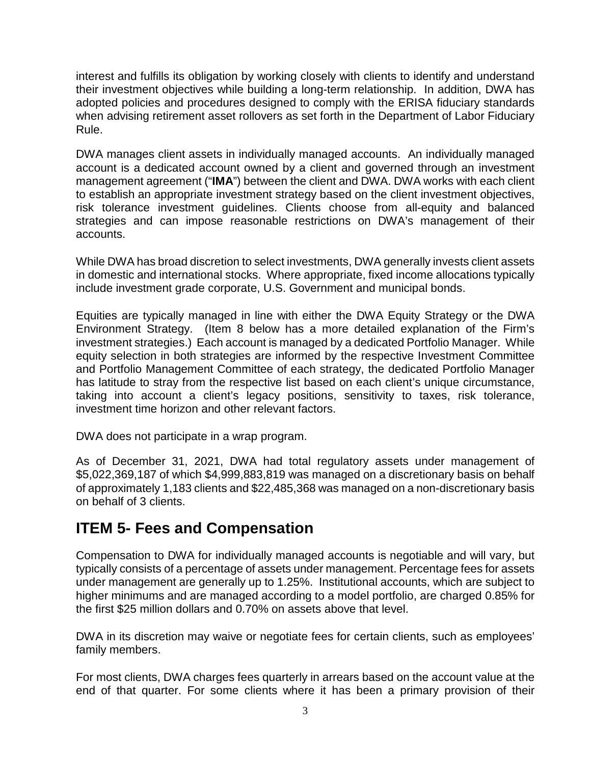interest and fulfills its obligation by working closely with clients to identify and understand their investment objectives while building a long-term relationship. In addition, DWA has adopted policies and procedures designed to comply with the ERISA fiduciary standards when advising retirement asset rollovers as set forth in the Department of Labor Fiduciary Rule.

DWA manages client assets in individually managed accounts. An individually managed account is a dedicated account owned by a client and governed through an investment management agreement ("**IMA**") between the client and DWA. DWA works with each client to establish an appropriate investment strategy based on the client investment objectives, risk tolerance investment guidelines. Clients choose from all-equity and balanced strategies and can impose reasonable restrictions on DWA's management of their accounts.

While DWA has broad discretion to select investments, DWA generally invests client assets in domestic and international stocks. Where appropriate, fixed income allocations typically include investment grade corporate, U.S. Government and municipal bonds.

Equities are typically managed in line with either the DWA Equity Strategy or the DWA Environment Strategy. (Item 8 below has a more detailed explanation of the Firm's investment strategies.) Each account is managed by a dedicated Portfolio Manager. While equity selection in both strategies are informed by the respective Investment Committee and Portfolio Management Committee of each strategy, the dedicated Portfolio Manager has latitude to stray from the respective list based on each client's unique circumstance, taking into account a client's legacy positions, sensitivity to taxes, risk tolerance, investment time horizon and other relevant factors.

DWA does not participate in a wrap program.

As of December 31, 2021, DWA had total regulatory assets under management of $5,022,369,187 of which $4,999,883,819 was managed on a discretionary basis on behalf of approximately 1,183 clients and $22,485,368 was managed on a non-discretionary basis on behalf of 3 clients.

## ITEM 5- Fees and Compensation

Compensation to DWA for individually managed accounts is negotiable and will vary, but typically consists of a percentage of assets under management. Percentage fees for assets under management are generally up to 1.25%. Institutional accounts, which are subject to higher minimums and are managed according to a model portfolio, are charged 0.85% for the first $25 million dollars and 0.70% on assets above that level.

DWA in its discretion may waive or negotiate fees for certain clients, such as employees' family members.

For most clients, DWA charges fees quarterly in arrears based on the account value at the end of that quarter. For some clients where it has been a primary provision of their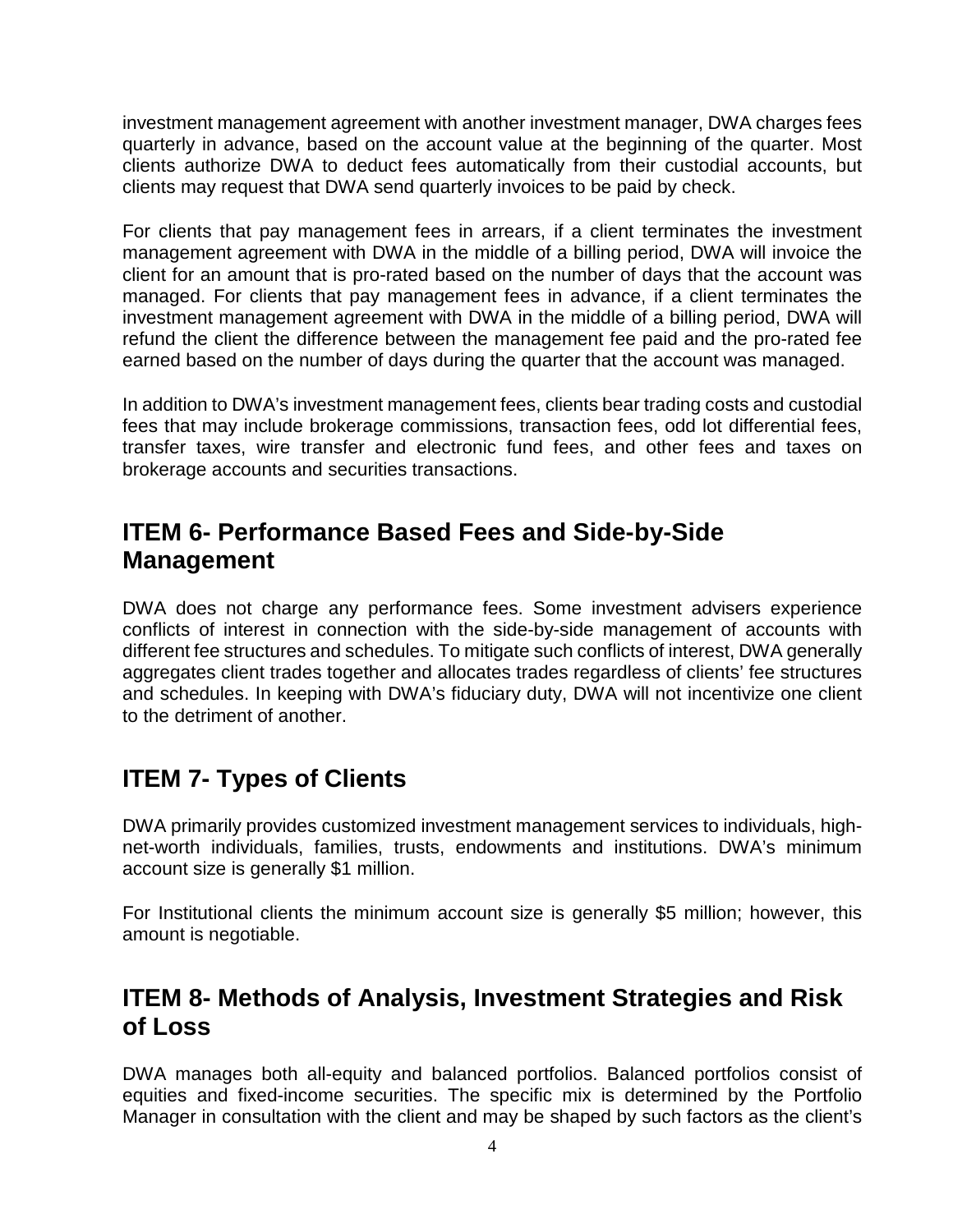investment management agreement with another investment manager, DWA charges fees quarterly in advance, based on the account value at the beginning of the quarter. Most clients authorize DWA to deduct fees automatically from their custodial accounts, but clients may request that DWA send quarterly invoices to be paid by check.

For clients that pay management fees in arrears, if a client terminates the investment management agreement with DWA in the middle of a billing period, DWA will invoice the client for an amount that is pro-rated based on the number of days that the account was managed. For clients that pay management fees in advance, if a client terminates the investment management agreement with DWA in the middle of a billing period, DWA will refund the client the difference between the management fee paid and the pro-rated fee earned based on the number of days during the quarter that the account was managed.

In addition to DWA's investment management fees, clients bear trading costs and custodial fees that may include brokerage commissions, transaction fees, odd lot differential fees, transfer taxes, wire transfer and electronic fund fees, and other fees and taxes on brokerage accounts and securities transactions.

## ITEM 6- Performance Based Fees and Side-by-Side Management

DWA does not charge any performance fees. Some investment advisers experience conflicts of interest in connection with the side-by-side management of accounts with different fee structures and schedules. To mitigate such conflicts of interest, DWA generally aggregates client trades together and allocates trades regardless of clients' fee structures and schedules. In keeping with DWA's fiduciary duty, DWA will not incentivize one client to the detriment of another.

## ITEM 7- Types of Clients

DWA primarily provides customized investment management services to individuals, high-net-worth individuals, families, trusts, endowments and institutions. DWA's minimum account size is generally $1 million.

For Institutional clients the minimum account size is generally $5 million; however, this amount is negotiable.

## ITEM 8- Methods of Analysis, Investment Strategies and Risk of Loss

DWA manages both all-equity and balanced portfolios. Balanced portfolios consist of equities and fixed-income securities. The specific mix is determined by the Portfolio Manager in consultation with the client and may be shaped by such factors as the client's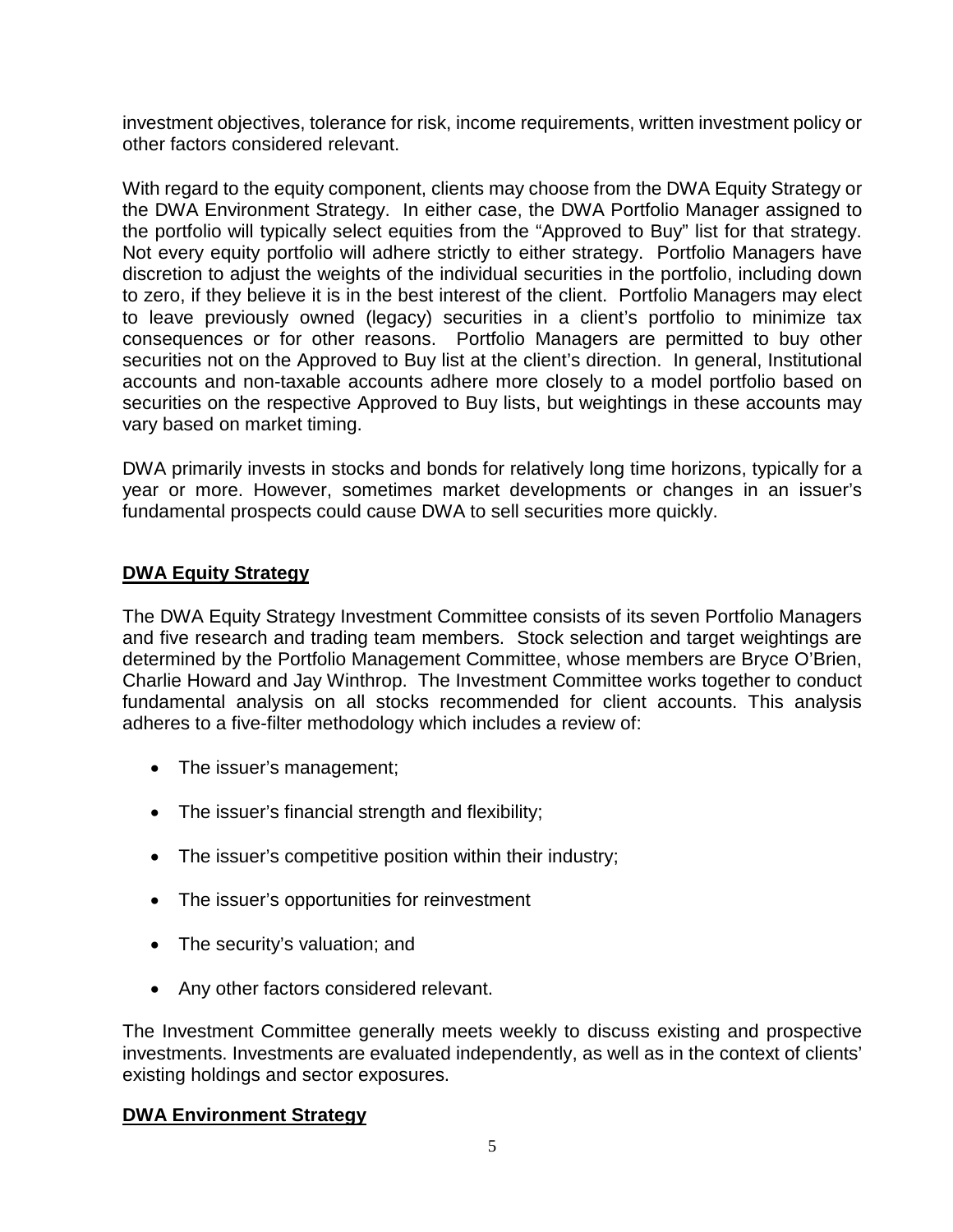investment objectives, tolerance for risk, income requirements, written investment policy or other factors considered relevant.

With regard to the equity component, clients may choose from the DWA Equity Strategy or the DWA Environment Strategy. In either case, the DWA Portfolio Manager assigned to the portfolio will typically select equities from the "Approved to Buy" list for that strategy. Not every equity portfolio will adhere strictly to either strategy. Portfolio Managers have discretion to adjust the weights of the individual securities in the portfolio, including down to zero, if they believe it is in the best interest of the client. Portfolio Managers may elect to leave previously owned (legacy) securities in a client's portfolio to minimize tax consequences or for other reasons. Portfolio Managers are permitted to buy other securities not on the Approved to Buy list at the client's direction. In general, Institutional accounts and non-taxable accounts adhere more closely to a model portfolio based on securities on the respective Approved to Buy lists, but weightings in these accounts may vary based on market timing.

DWA primarily invests in stocks and bonds for relatively long time horizons, typically for a year or more. However, sometimes market developments or changes in an issuer's fundamental prospects could cause DWA to sell securities more quickly.

## DWA Equity Strategy

The DWA Equity Strategy Investment Committee consists of its seven Portfolio Managers and five research and trading team members. Stock selection and target weightings are determined by the Portfolio Management Committee, whose members are Bryce O'Brien, Charlie Howard and Jay Winthrop. The Investment Committee works together to conduct fundamental analysis on all stocks recommended for client accounts. This analysis adheres to a five-filter methodology which includes a review of:

- The issuer's management;
- The issuer's financial strength and flexibility;
- The issuer's competitive position within their industry;
- The issuer's opportunities for reinvestment
- The security's valuation; and
- Any other factors considered relevant.

The Investment Committee generally meets weekly to discuss existing and prospective investments. Investments are evaluated independently, as well as in the context of clients' existing holdings and sector exposures.

## DWA Environment Strategy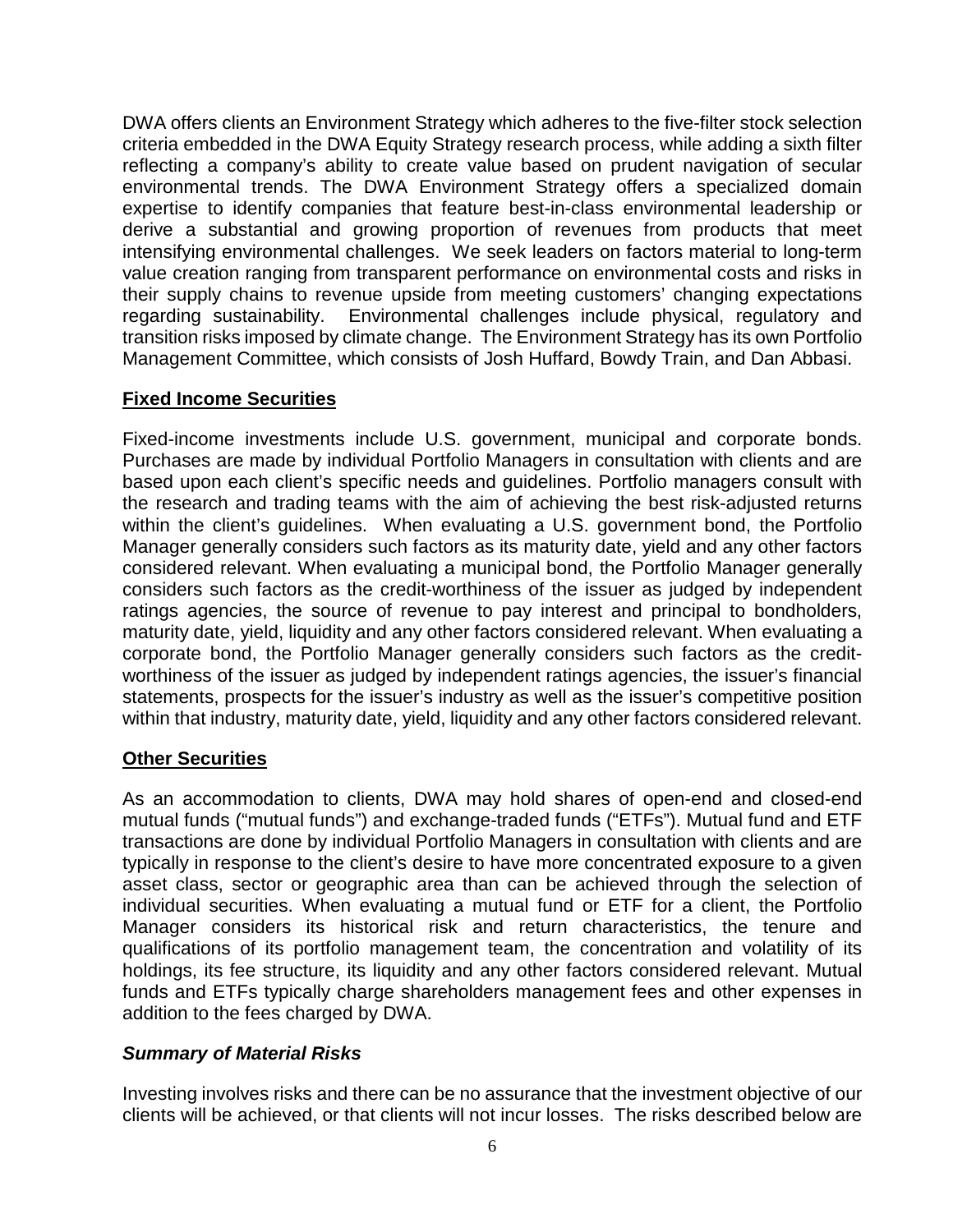DWA offers clients an Environment Strategy which adheres to the five-filter stock selection criteria embedded in the DWA Equity Strategy research process, while adding a sixth filter reflecting a company's ability to create value based on prudent navigation of secular environmental trends. The DWA Environment Strategy offers a specialized domain expertise to identify companies that feature best-in-class environmental leadership or derive a substantial and growing proportion of revenues from products that meet intensifying environmental challenges. We seek leaders on factors material to long-term value creation ranging from transparent performance on environmental costs and risks in their supply chains to revenue upside from meeting customers' changing expectations regarding sustainability. Environmental challenges include physical, regulatory and transition risks imposed by climate change. The Environment Strategy has its own Portfolio Management Committee, which consists of Josh Huffard, Bowdy Train, and Dan Abbasi.

**Fixed Income Securities**

Fixed-income investments include U.S. government, municipal and corporate bonds. Purchases are made by individual Portfolio Managers in consultation with clients and are based upon each client's specific needs and guidelines. Portfolio managers consult with the research and trading teams with the aim of achieving the best risk-adjusted returns within the client's guidelines. When evaluating a U.S. government bond, the Portfolio Manager generally considers such factors as its maturity date, yield and any other factors considered relevant. When evaluating a municipal bond, the Portfolio Manager generally considers such factors as the credit-worthiness of the issuer as judged by independent ratings agencies, the source of revenue to pay interest and principal to bondholders, maturity date, yield, liquidity and any other factors considered relevant. When evaluating a corporate bond, the Portfolio Manager generally considers such factors as the credit-worthiness of the issuer as judged by independent ratings agencies, the issuer's financial statements, prospects for the issuer's industry as well as the issuer's competitive position within that industry, maturity date, yield, liquidity and any other factors considered relevant.

**Other Securities**

As an accommodation to clients, DWA may hold shares of open-end and closed-end mutual funds ("mutual funds") and exchange-traded funds ("ETFs"). Mutual fund and ETF transactions are done by individual Portfolio Managers in consultation with clients and are typically in response to the client's desire to have more concentrated exposure to a given asset class, sector or geographic area than can be achieved through the selection of individual securities. When evaluating a mutual fund or ETF for a client, the Portfolio Manager considers its historical risk and return characteristics, the tenure and qualifications of its portfolio management team, the concentration and volatility of its holdings, its fee structure, its liquidity and any other factors considered relevant. Mutual funds and ETFs typically charge shareholders management fees and other expenses in addition to the fees charged by DWA.

***Summary of Material Risks***

Investing involves risks and there can be no assurance that the investment objective of our clients will be achieved, or that clients will not incur losses. The risks described below are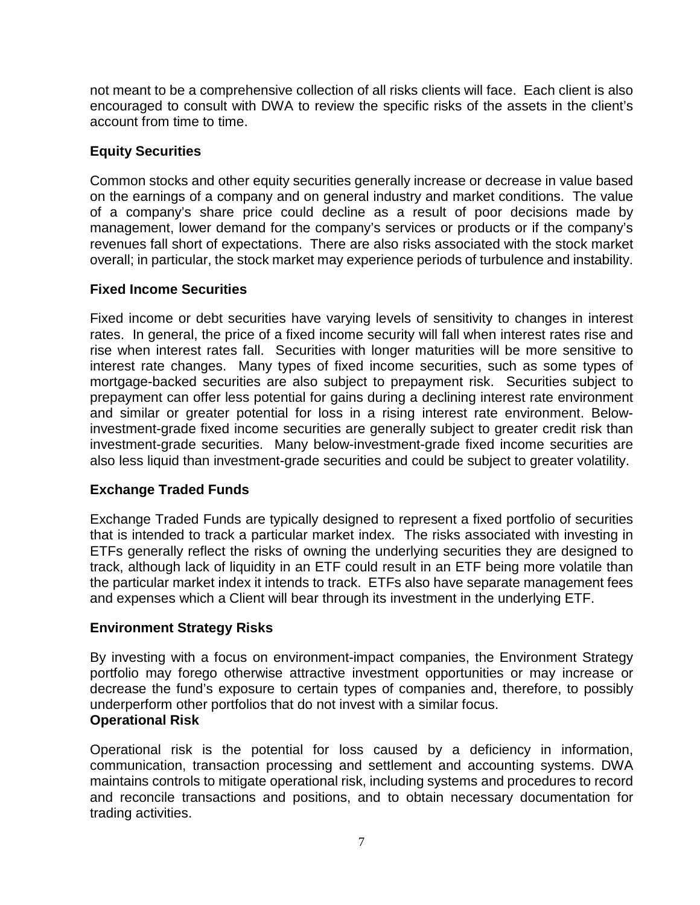not meant to be a comprehensive collection of all risks clients will face. Each client is also encouraged to consult with DWA to review the specific risks of the assets in the client's account from time to time.

**Equity Securities**

Common stocks and other equity securities generally increase or decrease in value based on the earnings of a company and on general industry and market conditions. The value of a company's share price could decline as a result of poor decisions made by management, lower demand for the company's services or products or if the company's revenues fall short of expectations. There are also risks associated with the stock market overall; in particular, the stock market may experience periods of turbulence and instability.

**Fixed Income Securities**

Fixed income or debt securities have varying levels of sensitivity to changes in interest rates. In general, the price of a fixed income security will fall when interest rates rise and rise when interest rates fall. Securities with longer maturities will be more sensitive to interest rate changes. Many types of fixed income securities, such as some types of mortgage-backed securities are also subject to prepayment risk. Securities subject to prepayment can offer less potential for gains during a declining interest rate environment and similar or greater potential for loss in a rising interest rate environment. Below-investment-grade fixed income securities are generally subject to greater credit risk than investment-grade securities. Many below-investment-grade fixed income securities are also less liquid than investment-grade securities and could be subject to greater volatility.

**Exchange Traded Funds**

Exchange Traded Funds are typically designed to represent a fixed portfolio of securities that is intended to track a particular market index. The risks associated with investing in ETFs generally reflect the risks of owning the underlying securities they are designed to track, although lack of liquidity in an ETF could result in an ETF being more volatile than the particular market index it intends to track. ETFs also have separate management fees and expenses which a Client will bear through its investment in the underlying ETF.

**Environment Strategy Risks**

By investing with a focus on environment-impact companies, the Environment Strategy portfolio may forego otherwise attractive investment opportunities or may increase or decrease the fund's exposure to certain types of companies and, therefore, to possibly underperform other portfolios that do not invest with a similar focus.

**Operational Risk**

Operational risk is the potential for loss caused by a deficiency in information, communication, transaction processing and settlement and accounting systems. DWA maintains controls to mitigate operational risk, including systems and procedures to record and reconcile transactions and positions, and to obtain necessary documentation for trading activities.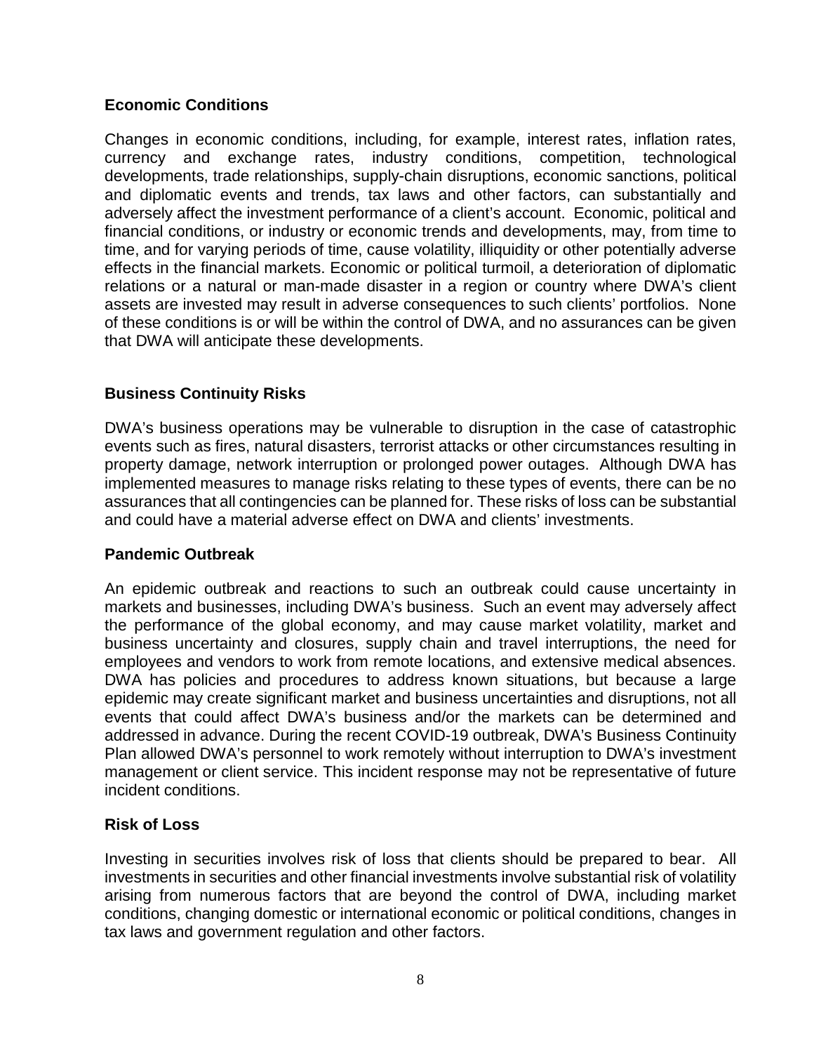### Economic Conditions

Changes in economic conditions, including, for example, interest rates, inflation rates, currency and exchange rates, industry conditions, competition, technological developments, trade relationships, supply-chain disruptions, economic sanctions, political and diplomatic events and trends, tax laws and other factors, can substantially and adversely affect the investment performance of a client's account. Economic, political and financial conditions, or industry or economic trends and developments, may, from time to time, and for varying periods of time, cause volatility, illiquidity or other potentially adverse effects in the financial markets. Economic or political turmoil, a deterioration of diplomatic relations or a natural or man-made disaster in a region or country where DWA's client assets are invested may result in adverse consequences to such clients' portfolios. None of these conditions is or will be within the control of DWA, and no assurances can be given that DWA will anticipate these developments.

### Business Continuity Risks

DWA's business operations may be vulnerable to disruption in the case of catastrophic events such as fires, natural disasters, terrorist attacks or other circumstances resulting in property damage, network interruption or prolonged power outages. Although DWA has implemented measures to manage risks relating to these types of events, there can be no assurances that all contingencies can be planned for. These risks of loss can be substantial and could have a material adverse effect on DWA and clients' investments.

### Pandemic Outbreak

An epidemic outbreak and reactions to such an outbreak could cause uncertainty in markets and businesses, including DWA's business. Such an event may adversely affect the performance of the global economy, and may cause market volatility, market and business uncertainty and closures, supply chain and travel interruptions, the need for employees and vendors to work from remote locations, and extensive medical absences. DWA has policies and procedures to address known situations, but because a large epidemic may create significant market and business uncertainties and disruptions, not all events that could affect DWA's business and/or the markets can be determined and addressed in advance. During the recent COVID-19 outbreak, DWA's Business Continuity Plan allowed DWA's personnel to work remotely without interruption to DWA's investment management or client service. This incident response may not be representative of future incident conditions.

### Risk of Loss

Investing in securities involves risk of loss that clients should be prepared to bear. All investments in securities and other financial investments involve substantial risk of volatility arising from numerous factors that are beyond the control of DWA, including market conditions, changing domestic or international economic or political conditions, changes in tax laws and government regulation and other factors.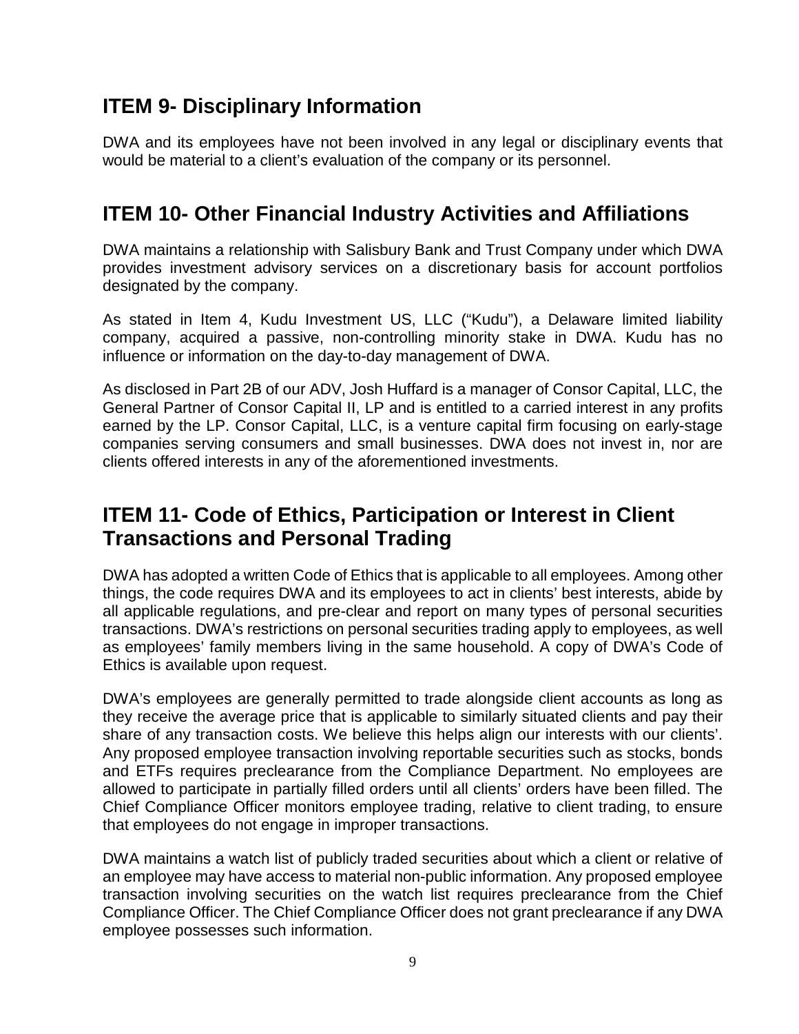## ITEM 9- Disciplinary Information

DWA and its employees have not been involved in any legal or disciplinary events that would be material to a client's evaluation of the company or its personnel.

## ITEM 10- Other Financial Industry Activities and Affiliations

DWA maintains a relationship with Salisbury Bank and Trust Company under which DWA provides investment advisory services on a discretionary basis for account portfolios designated by the company.

As stated in Item 4, Kudu Investment US, LLC ("Kudu"), a Delaware limited liability company, acquired a passive, non-controlling minority stake in DWA. Kudu has no influence or information on the day-to-day management of DWA.

As disclosed in Part 2B of our ADV, Josh Huffard is a manager of Consor Capital, LLC, the General Partner of Consor Capital II, LP and is entitled to a carried interest in any profits earned by the LP. Consor Capital, LLC, is a venture capital firm focusing on early-stage companies serving consumers and small businesses. DWA does not invest in, nor are clients offered interests in any of the aforementioned investments.

## ITEM 11- Code of Ethics, Participation or Interest in Client Transactions and Personal Trading

DWA has adopted a written Code of Ethics that is applicable to all employees. Among other things, the code requires DWA and its employees to act in clients' best interests, abide by all applicable regulations, and pre-clear and report on many types of personal securities transactions. DWA's restrictions on personal securities trading apply to employees, as well as employees' family members living in the same household. A copy of DWA's Code of Ethics is available upon request.

DWA's employees are generally permitted to trade alongside client accounts as long as they receive the average price that is applicable to similarly situated clients and pay their share of any transaction costs. We believe this helps align our interests with our clients'. Any proposed employee transaction involving reportable securities such as stocks, bonds and ETFs requires preclearance from the Compliance Department. No employees are allowed to participate in partially filled orders until all clients' orders have been filled. The Chief Compliance Officer monitors employee trading, relative to client trading, to ensure that employees do not engage in improper transactions.

DWA maintains a watch list of publicly traded securities about which a client or relative of an employee may have access to material non-public information. Any proposed employee transaction involving securities on the watch list requires preclearance from the Chief Compliance Officer. The Chief Compliance Officer does not grant preclearance if any DWA employee possesses such information.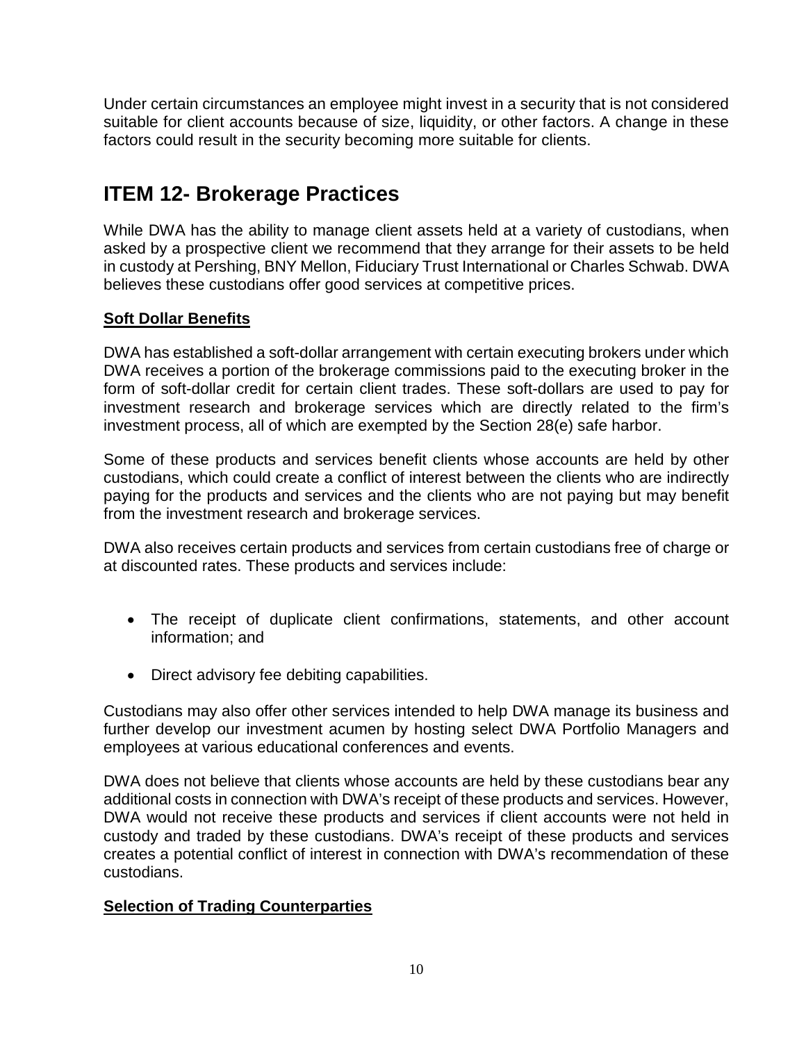Under certain circumstances an employee might invest in a security that is not considered suitable for client accounts because of size, liquidity, or other factors. A change in these factors could result in the security becoming more suitable for clients.

## ITEM 12- Brokerage Practices

While DWA has the ability to manage client assets held at a variety of custodians, when asked by a prospective client we recommend that they arrange for their assets to be held in custody at Pershing, BNY Mellon, Fiduciary Trust International or Charles Schwab. DWA believes these custodians offer good services at competitive prices.

### Soft Dollar Benefits

DWA has established a soft-dollar arrangement with certain executing brokers under which DWA receives a portion of the brokerage commissions paid to the executing broker in the form of soft-dollar credit for certain client trades. These soft-dollars are used to pay for investment research and brokerage services which are directly related to the firm's investment process, all of which are exempted by the Section 28(e) safe harbor.

Some of these products and services benefit clients whose accounts are held by other custodians, which could create a conflict of interest between the clients who are indirectly paying for the products and services and the clients who are not paying but may benefit from the investment research and brokerage services.

DWA also receives certain products and services from certain custodians free of charge or at discounted rates. These products and services include:

- The receipt of duplicate client confirmations, statements, and other account information; and
- Direct advisory fee debiting capabilities.

Custodians may also offer other services intended to help DWA manage its business and further develop our investment acumen by hosting select DWA Portfolio Managers and employees at various educational conferences and events.

DWA does not believe that clients whose accounts are held by these custodians bear any additional costs in connection with DWA's receipt of these products and services. However, DWA would not receive these products and services if client accounts were not held in custody and traded by these custodians. DWA's receipt of these products and services creates a potential conflict of interest in connection with DWA's recommendation of these custodians.

### Selection of Trading Counterparties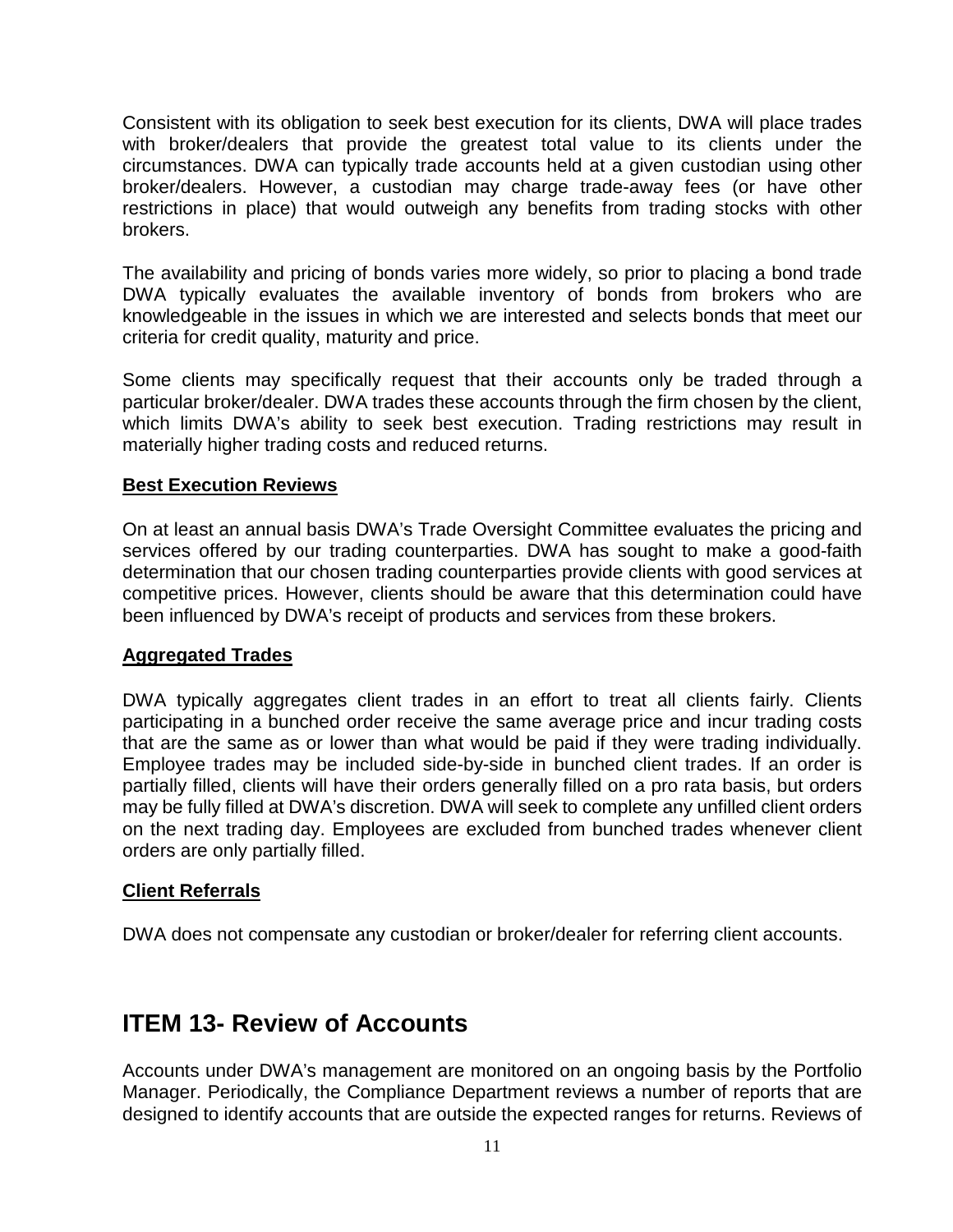Consistent with its obligation to seek best execution for its clients, DWA will place trades with broker/dealers that provide the greatest total value to its clients under the circumstances. DWA can typically trade accounts held at a given custodian using other broker/dealers. However, a custodian may charge trade-away fees (or have other restrictions in place) that would outweigh any benefits from trading stocks with other brokers.

The availability and pricing of bonds varies more widely, so prior to placing a bond trade DWA typically evaluates the available inventory of bonds from brokers who are knowledgeable in the issues in which we are interested and selects bonds that meet our criteria for credit quality, maturity and price.

Some clients may specifically request that their accounts only be traded through a particular broker/dealer. DWA trades these accounts through the firm chosen by the client, which limits DWA's ability to seek best execution. Trading restrictions may result in materially higher trading costs and reduced returns.

**Best Execution Reviews**

On at least an annual basis DWA's Trade Oversight Committee evaluates the pricing and services offered by our trading counterparties. DWA has sought to make a good-faith determination that our chosen trading counterparties provide clients with good services at competitive prices. However, clients should be aware that this determination could have been influenced by DWA's receipt of products and services from these brokers.

**Aggregated Trades**

DWA typically aggregates client trades in an effort to treat all clients fairly. Clients participating in a bunched order receive the same average price and incur trading costs that are the same as or lower than what would be paid if they were trading individually. Employee trades may be included side-by-side in bunched client trades. If an order is partially filled, clients will have their orders generally filled on a pro rata basis, but orders may be fully filled at DWA's discretion. DWA will seek to complete any unfilled client orders on the next trading day. Employees are excluded from bunched trades whenever client orders are only partially filled.

**Client Referrals**

DWA does not compensate any custodian or broker/dealer for referring client accounts.

# ITEM 13- Review of Accounts

Accounts under DWA's management are monitored on an ongoing basis by the Portfolio Manager. Periodically, the Compliance Department reviews a number of reports that are designed to identify accounts that are outside the expected ranges for returns. Reviews of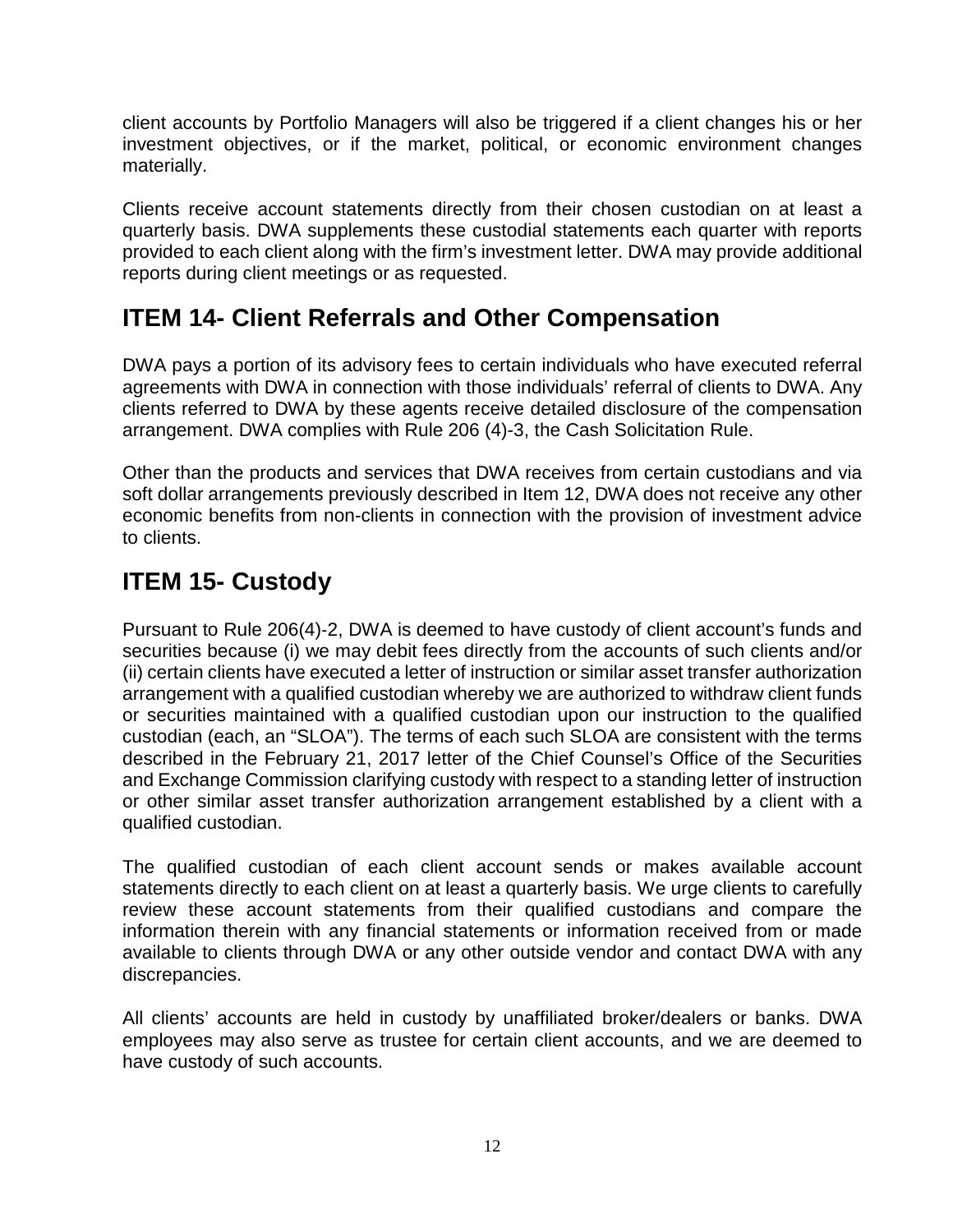client accounts by Portfolio Managers will also be triggered if a client changes his or her investment objectives, or if the market, political, or economic environment changes materially.

Clients receive account statements directly from their chosen custodian on at least a quarterly basis. DWA supplements these custodial statements each quarter with reports provided to each client along with the firm's investment letter. DWA may provide additional reports during client meetings or as requested.

## ITEM 14- Client Referrals and Other Compensation

DWA pays a portion of its advisory fees to certain individuals who have executed referral agreements with DWA in connection with those individuals' referral of clients to DWA. Any clients referred to DWA by these agents receive detailed disclosure of the compensation arrangement. DWA complies with Rule 206 (4)-3, the Cash Solicitation Rule.

Other than the products and services that DWA receives from certain custodians and via soft dollar arrangements previously described in Item 12, DWA does not receive any other economic benefits from non-clients in connection with the provision of investment advice to clients.

## ITEM 15- Custody

Pursuant to Rule 206(4)-2, DWA is deemed to have custody of client account's funds and securities because (i) we may debit fees directly from the accounts of such clients and/or (ii) certain clients have executed a letter of instruction or similar asset transfer authorization arrangement with a qualified custodian whereby we are authorized to withdraw client funds or securities maintained with a qualified custodian upon our instruction to the qualified custodian (each, an "SLOA"). The terms of each such SLOA are consistent with the terms described in the February 21, 2017 letter of the Chief Counsel's Office of the Securities and Exchange Commission clarifying custody with respect to a standing letter of instruction or other similar asset transfer authorization arrangement established by a client with a qualified custodian.

The qualified custodian of each client account sends or makes available account statements directly to each client on at least a quarterly basis. We urge clients to carefully review these account statements from their qualified custodians and compare the information therein with any financial statements or information received from or made available to clients through DWA or any other outside vendor and contact DWA with any discrepancies.

All clients' accounts are held in custody by unaffiliated broker/dealers or banks. DWA employees may also serve as trustee for certain client accounts, and we are deemed to have custody of such accounts.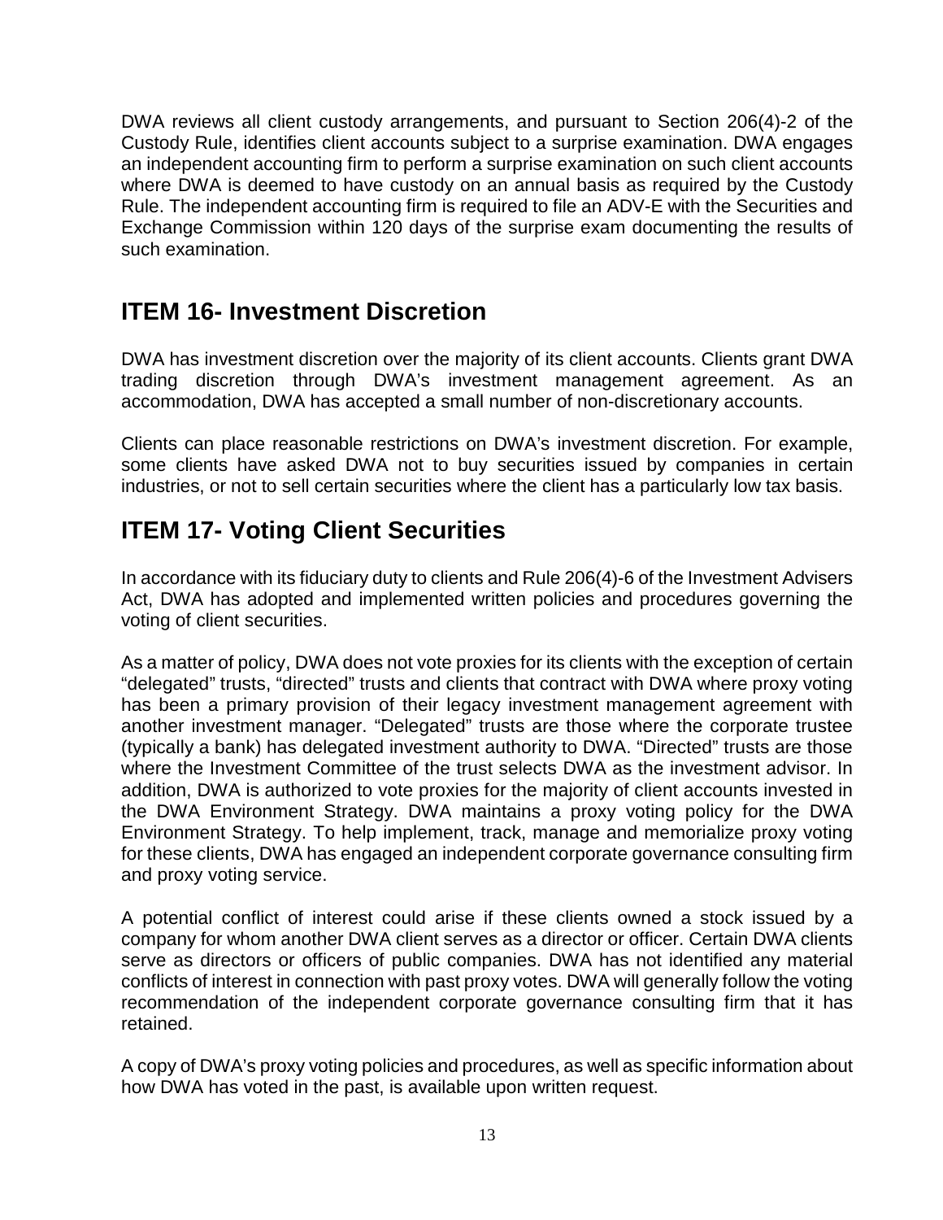DWA reviews all client custody arrangements, and pursuant to Section 206(4)-2 of the Custody Rule, identifies client accounts subject to a surprise examination. DWA engages an independent accounting firm to perform a surprise examination on such client accounts where DWA is deemed to have custody on an annual basis as required by the Custody Rule. The independent accounting firm is required to file an ADV-E with the Securities and Exchange Commission within 120 days of the surprise exam documenting the results of such examination.

## ITEM 16- Investment Discretion

DWA has investment discretion over the majority of its client accounts. Clients grant DWA trading discretion through DWA's investment management agreement. As an accommodation, DWA has accepted a small number of non-discretionary accounts.

Clients can place reasonable restrictions on DWA's investment discretion. For example, some clients have asked DWA not to buy securities issued by companies in certain industries, or not to sell certain securities where the client has a particularly low tax basis.

## ITEM 17- Voting Client Securities

In accordance with its fiduciary duty to clients and Rule 206(4)-6 of the Investment Advisers Act, DWA has adopted and implemented written policies and procedures governing the voting of client securities.

As a matter of policy, DWA does not vote proxies for its clients with the exception of certain "delegated" trusts, "directed" trusts and clients that contract with DWA where proxy voting has been a primary provision of their legacy investment management agreement with another investment manager. "Delegated" trusts are those where the corporate trustee (typically a bank) has delegated investment authority to DWA. "Directed" trusts are those where the Investment Committee of the trust selects DWA as the investment advisor. In addition, DWA is authorized to vote proxies for the majority of client accounts invested in the DWA Environment Strategy. DWA maintains a proxy voting policy for the DWA Environment Strategy. To help implement, track, manage and memorialize proxy voting for these clients, DWA has engaged an independent corporate governance consulting firm and proxy voting service.

A potential conflict of interest could arise if these clients owned a stock issued by a company for whom another DWA client serves as a director or officer. Certain DWA clients serve as directors or officers of public companies. DWA has not identified any material conflicts of interest in connection with past proxy votes. DWA will generally follow the voting recommendation of the independent corporate governance consulting firm that it has retained.

A copy of DWA's proxy voting policies and procedures, as well as specific information about how DWA has voted in the past, is available upon written request.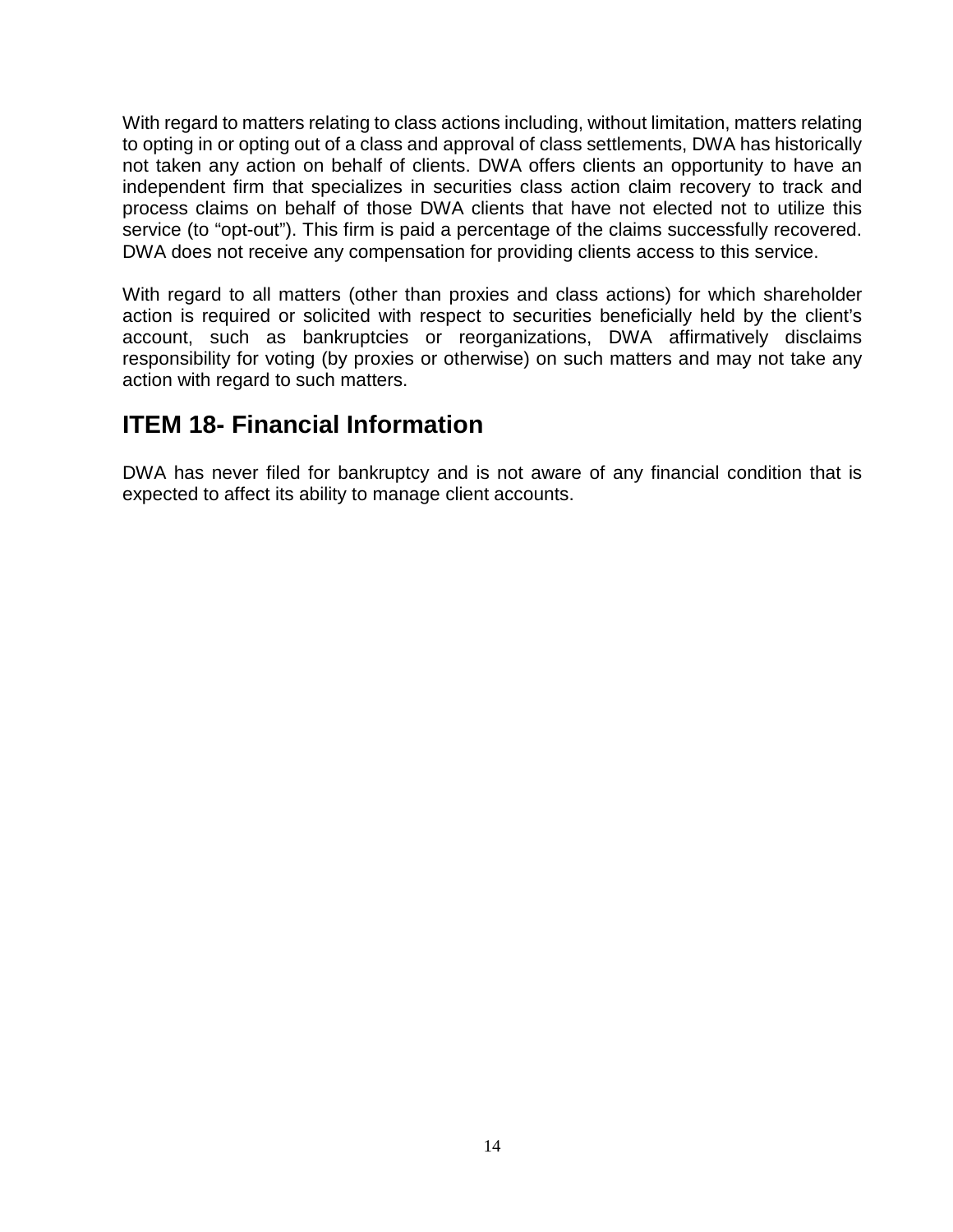With regard to matters relating to class actions including, without limitation, matters relating to opting in or opting out of a class and approval of class settlements, DWA has historically not taken any action on behalf of clients. DWA offers clients an opportunity to have an independent firm that specializes in securities class action claim recovery to track and process claims on behalf of those DWA clients that have not elected not to utilize this service (to "opt-out"). This firm is paid a percentage of the claims successfully recovered. DWA does not receive any compensation for providing clients access to this service.

With regard to all matters (other than proxies and class actions) for which shareholder action is required or solicited with respect to securities beneficially held by the client's account, such as bankruptcies or reorganizations, DWA affirmatively disclaims responsibility for voting (by proxies or otherwise) on such matters and may not take any action with regard to such matters.

## ITEM 18- Financial Information

DWA has never filed for bankruptcy and is not aware of any financial condition that is expected to affect its ability to manage client accounts.